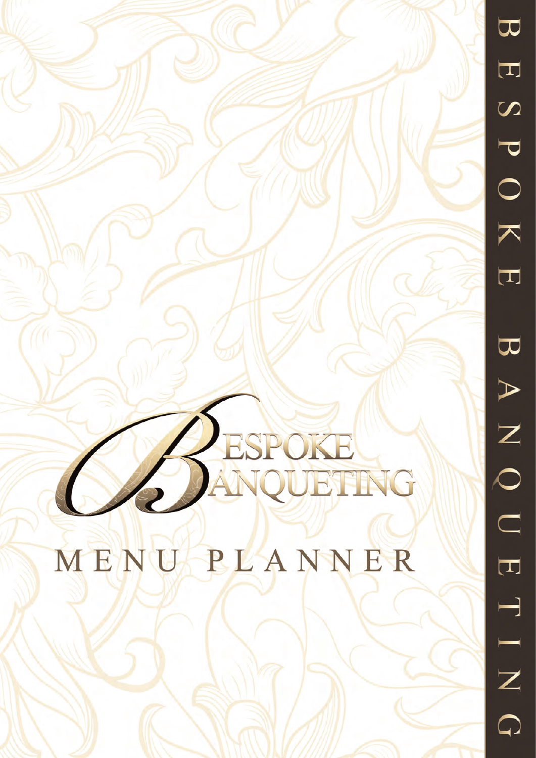# BESPOKE BANQUETING

## MENU PLANNER

BESPOKE BANQUETING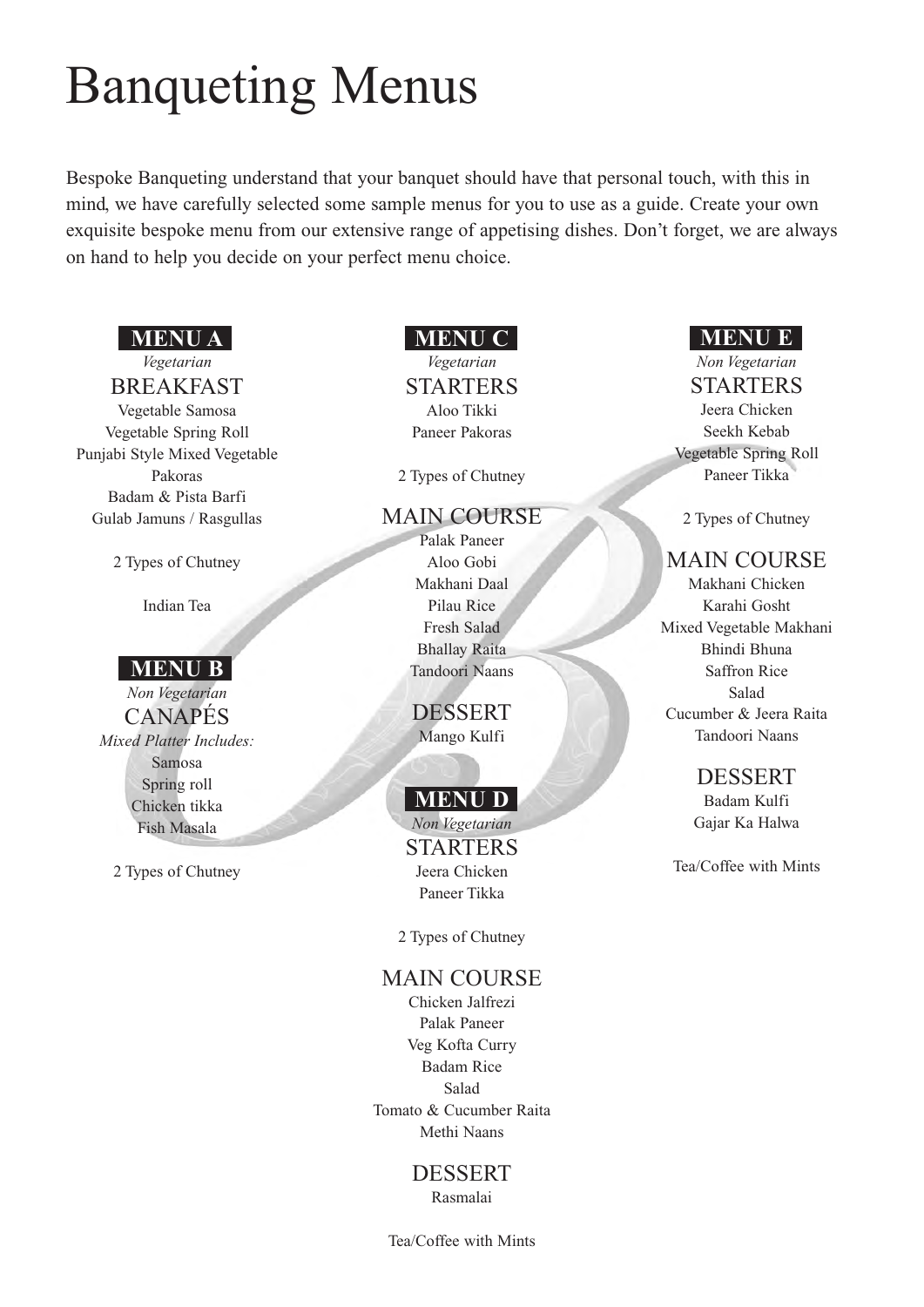# Banqueting Menus

Bespoke Banqueting understand that your banquet should have that personal touch, with this in mind, we have carefully selected some sample menus for you to use as a guide. Create your own exquisite bespoke menu from our extensive range of appetising dishes. Don't forget, we are always on hand to help you decide on your perfect menu choice.

## MENU A

*Vegetarian*

### BREAKFAST

Vegetable Samosa
Vegetable Spring Roll
Punjabi Style Mixed Vegetable Pakoras
Badam & Pista Barfi
Gulab Jamuns / Rasgullas

2 Types of Chutney

Indian Tea

## MENU B

*Non Vegetarian*

### CANAPÉS

*Mixed Platter Includes:*
Samosa
Spring roll
Chicken tikka
Fish Masala

2 Types of Chutney

## MENU C

*Vegetarian*

### STARTERS

Aloo Tikki
Paneer Pakoras

2 Types of Chutney

### MAIN COURSE

Palak Paneer
Aloo Gobi
Makhani Daal
Pilau Rice
Fresh Salad
Bhallay Raita
Tandoori Naans

### DESSERT

Mango Kulfi

## MENU D

*Non Vegetarian*

### STARTERS

Jeera Chicken
Paneer Tikka

2 Types of Chutney

### MAIN COURSE

Chicken Jalfrezi
Palak Paneer
Veg Kofta Curry
Badam Rice
Salad
Tomato & Cucumber Raita
Methi Naans

### DESSERT

Rasmalai

Tea/Coffee with Mints

## MENU E

*Non Vegetarian*

### STARTERS

Jeera Chicken
Seekh Kebab
Vegetable Spring Roll
Paneer Tikka

2 Types of Chutney

### MAIN COURSE

Makhani Chicken
Karahi Gosht
Mixed Vegetable Makhani
Bhindi Bhuna
Saffron Rice
Salad
Cucumber & Jeera Raita
Tandoori Naans

### DESSERT

Badam Kulfi
Gajar Ka Halwa

Tea/Coffee with Mints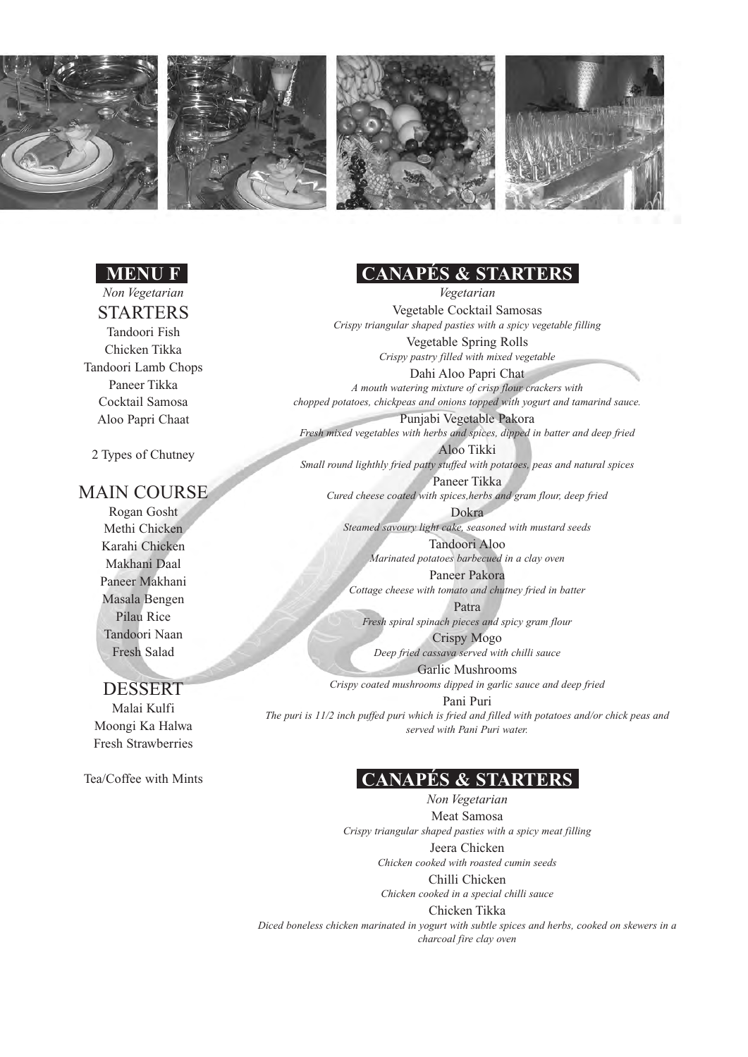## MENU F

*Non Vegetarian*

### STARTERS

Tandoori Fish
Chicken Tikka
Tandoori Lamb Chops
Paneer Tikka
Cocktail Samosa
Aloo Papri Chaat

2 Types of Chutney

### MAIN COURSE

Rogan Gosht
Methi Chicken
Karahi Chicken
Makhani Daal
Paneer Makhani
Masala Bengen
Pilau Rice
Tandoori Naan
Fresh Salad

### DESSERT

Malai Kulfi
Moongi Ka Halwa
Fresh Strawberries

Tea/Coffee with Mints

## CANAPÉS & STARTERS

*Vegetarian*

Vegetable Cocktail Samosas
*Crispy triangular shaped pasties with a spicy vegetable filling*

Vegetable Spring Rolls
*Crispy pastry filled with mixed vegetable*

Dahi Aloo Papri Chat
*A mouth watering mixture of crisp flour crackers with chopped potatoes, chickpeas and onions topped with yogurt and tamarind sauce.*

Punjabi Vegetable Pakora
*Fresh mixed vegetables with herbs and spices, dipped in batter and deep fried*

Aloo Tikki
*Small round lighthly fried patty stuffed with potatoes, peas and natural spices*

Paneer Tikka
*Cured cheese coated with spices,herbs and gram flour, deep fried*

Dokra
*Steamed savoury light cake, seasoned with mustard seeds*

Tandoori Aloo
*Marinated potatoes barbecued in a clay oven*

Paneer Pakora
*Cottage cheese with tomato and chutney fried in batter*

Patra
*Fresh spiral spinach pieces and spicy gram flour*

Crispy Mogo
*Deep fried cassava served with chilli sauce*

Garlic Mushrooms
*Crispy coated mushrooms dipped in garlic sauce and deep fried*

Pani Puri
*The puri is 11/2 inch puffed puri which is fried and filled with potatoes and/or chick peas and served with Pani Puri water.*

## CANAPÉS & STARTERS

*Non Vegetarian*

Meat Samosa
*Crispy triangular shaped pasties with a spicy meat filling*

Jeera Chicken
*Chicken cooked with roasted cumin seeds*

Chilli Chicken
*Chicken cooked in a special chilli sauce*

Chicken Tikka
*Diced boneless chicken marinated in yogurt with subtle spices and herbs, cooked on skewers in a charcoal fire clay oven*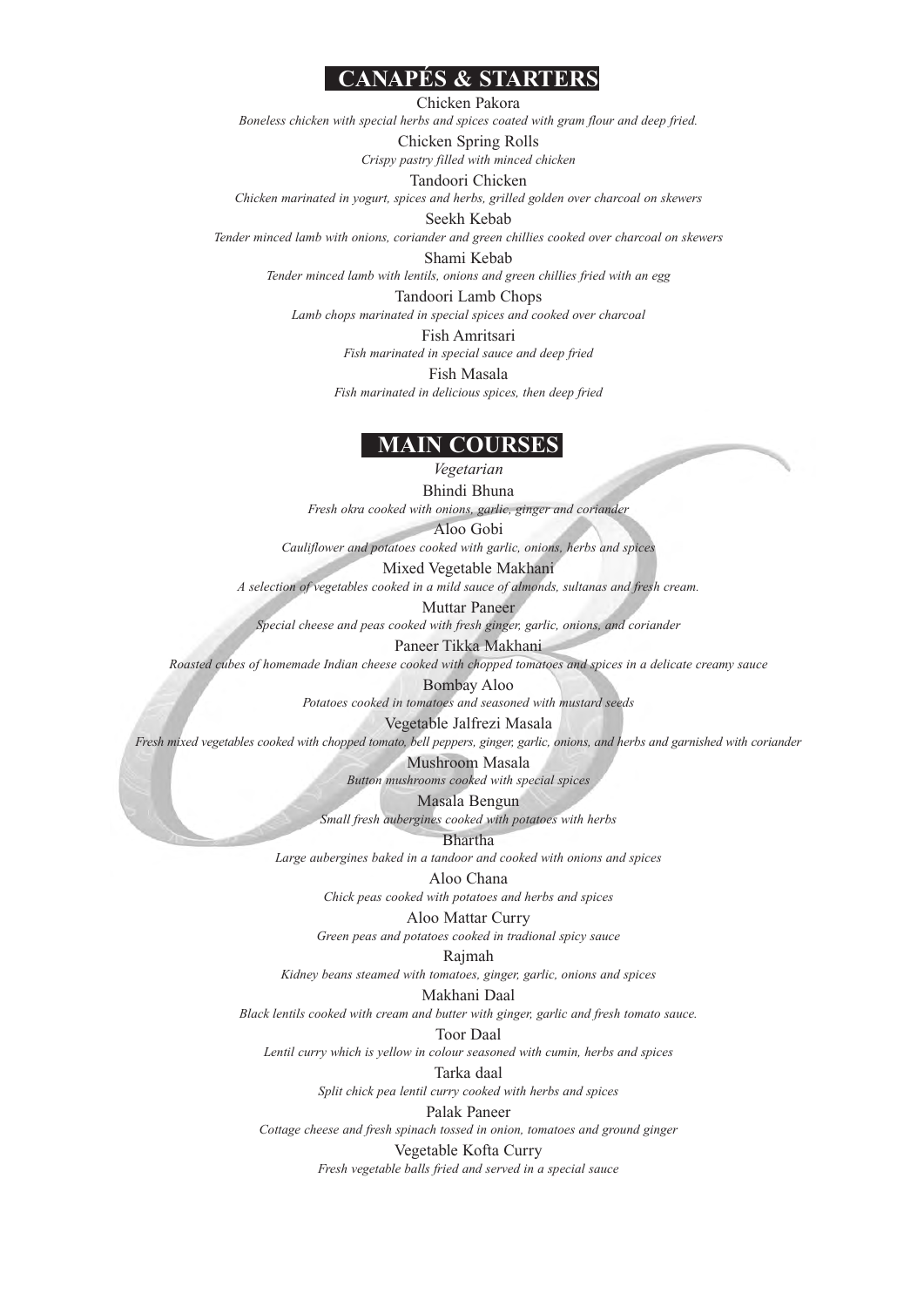## CANAPÉS & STARTERS

Chicken Pakora

*Boneless chicken with special herbs and spices coated with gram flour and deep fried.*

Chicken Spring Rolls

*Crispy pastry filled with minced chicken*

Tandoori Chicken

*Chicken marinated in yogurt, spices and herbs, grilled golden over charcoal on skewers*

Seekh Kebab

*Tender minced lamb with onions, coriander and green chillies cooked over charcoal on skewers*

Shami Kebab

*Tender minced lamb with lentils, onions and green chillies fried with an egg*

Tandoori Lamb Chops

*Lamb chops marinated in special spices and cooked over charcoal*

Fish Amritsari

*Fish marinated in special sauce and deep fried*

Fish Masala

*Fish marinated in delicious spices, then deep fried*

## MAIN COURSES

*Vegetarian*

Bhindi Bhuna

*Fresh okra cooked with onions, garlic, ginger and coriander*

Aloo Gobi

*Cauliflower and potatoes cooked with garlic, onions, herbs and spices*

Mixed Vegetable Makhani

*A selection of vegetables cooked in a mild sauce of almonds, sultanas and fresh cream.*

Muttar Paneer

*Special cheese and peas cooked with fresh ginger, garlic, onions, and coriander*

Paneer Tikka Makhani

*Roasted cubes of homemade Indian cheese cooked with chopped tomatoes and spices in a delicate creamy sauce*

Bombay Aloo

*Potatoes cooked in tomatoes and seasoned with mustard seeds*

Vegetable Jalfrezi Masala

*Fresh mixed vegetables cooked with chopped tomato, bell peppers, ginger, garlic, onions, and herbs and garnished with coriander*

Mushroom Masala

*Button mushrooms cooked with special spices*

Masala Bengun

*Small fresh aubergines cooked with potatoes with herbs*

Bhartha

*Large aubergines baked in a tandoor and cooked with onions and spices*

Aloo Chana

*Chick peas cooked with potatoes and herbs and spices*

Aloo Mattar Curry

*Green peas and potatoes cooked in tradional spicy sauce*

Rajmah

*Kidney beans steamed with tomatoes, ginger, garlic, onions and spices*

Makhani Daal

*Black lentils cooked with cream and butter with ginger, garlic and fresh tomato sauce.*

Toor Daal

*Lentil curry which is yellow in colour seasoned with cumin, herbs and spices*

Tarka daal

*Split chick pea lentil curry cooked with herbs and spices*

Palak Paneer

*Cottage cheese and fresh spinach tossed in onion, tomatoes and ground ginger*

Vegetable Kofta Curry

*Fresh vegetable balls fried and served in a special sauce*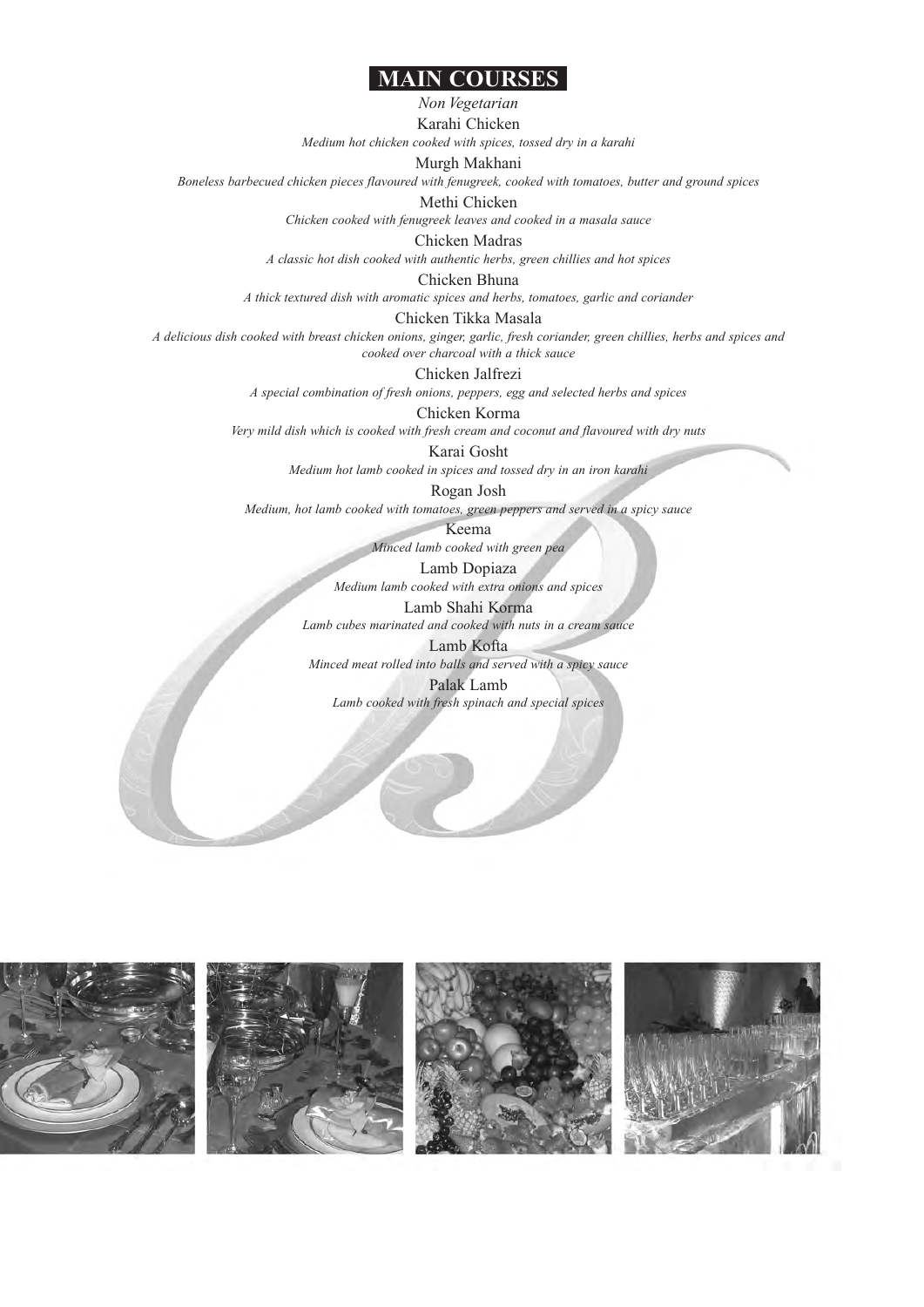# MAIN COURSES

*Non Vegetarian*

Karahi Chicken
*Medium hot chicken cooked with spices, tossed dry in a karahi*

Murgh Makhani
*Boneless barbecued chicken pieces flavoured with fenugreek, cooked with tomatoes, butter and ground spices*

Methi Chicken
*Chicken cooked with fenugreek leaves and cooked in a masala sauce*

Chicken Madras
*A classic hot dish cooked with authentic herbs, green chillies and hot spices*

Chicken Bhuna
*A thick textured dish with aromatic spices and herbs, tomatoes, garlic and coriander*

Chicken Tikka Masala
*A delicious dish cooked with breast chicken onions, ginger, garlic, fresh coriander, green chillies, herbs and spices and cooked over charcoal with a thick sauce*

Chicken Jalfrezi
*A special combination of fresh onions, peppers, egg and selected herbs and spices*

Chicken Korma
*Very mild dish which is cooked with fresh cream and coconut and flavoured with dry nuts*

Karai Gosht
*Medium hot lamb cooked in spices and tossed dry in an iron karahi*

Rogan Josh
*Medium, hot lamb cooked with tomatoes, green peppers and served in a spicy sauce*

Keema
*Minced lamb cooked with green pea*

Lamb Dopiaza
*Medium lamb cooked with extra onions and spices*

Lamb Shahi Korma
*Lamb cubes marinated and cooked with nuts in a cream sauce*

Lamb Kofta
*Minced meat rolled into balls and served with a spicy sauce*

Palak Lamb
*Lamb cooked with fresh spinach and special spices*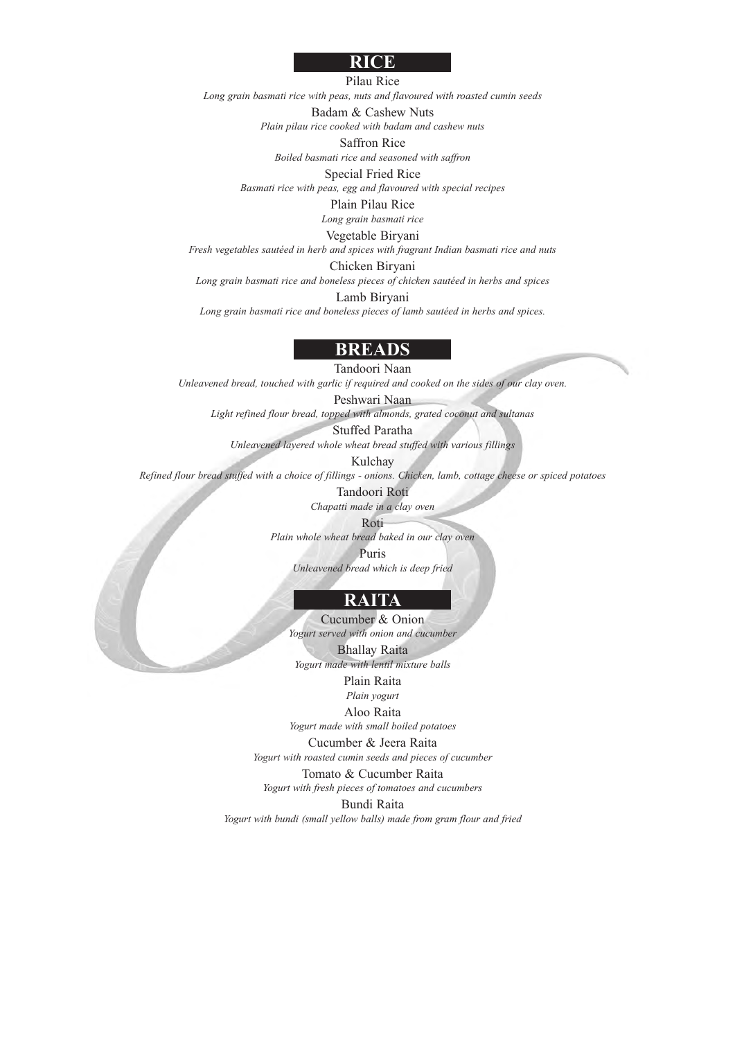## RICE

**Pilau Rice**
*Long grain basmati rice with peas, nuts and flavoured with roasted cumin seeds*

**Badam & Cashew Nuts**
*Plain pilau rice cooked with badam and cashew nuts*

**Saffron Rice**
*Boiled basmati rice and seasoned with saffron*

**Special Fried Rice**
*Basmati rice with peas, egg and flavoured with special recipes*

**Plain Pilau Rice**
*Long grain basmati rice*

**Vegetable Biryani**
*Fresh vegetables sautéed in herb and spices with fragrant Indian basmati rice and nuts*

**Chicken Biryani**
*Long grain basmati rice and boneless pieces of chicken sautéed in herbs and spices*

**Lamb Biryani**
*Long grain basmati rice and boneless pieces of lamb sautéed in herbs and spices.*

## BREADS

**Tandoori Naan**
*Unleavened bread, touched with garlic if required and cooked on the sides of our clay oven.*

**Peshwari Naan**
*Light refined flour bread, topped with almonds, grated coconut and sultanas*

**Stuffed Paratha**
*Unleavened layered whole wheat bread stuffed with various fillings*

**Kulchay**
*Refined flour bread stuffed with a choice of fillings - onions. Chicken, lamb, cottage cheese or spiced potatoes*

**Tandoori Roti**
*Chapatti made in a clay oven*

**Roti**
*Plain whole wheat bread baked in our clay oven*

**Puris**
*Unleavened bread which is deep fried*

## RAITA

**Cucumber & Onion**
*Yogurt served with onion and cucumber*

**Bhallay Raita**
*Yogurt made with lentil mixture balls*

**Plain Raita**
*Plain yogurt*

**Aloo Raita**
*Yogurt made with small boiled potatoes*

**Cucumber & Jeera Raita**
*Yogurt with roasted cumin seeds and pieces of cucumber*

**Tomato & Cucumber Raita**
*Yogurt with fresh pieces of tomatoes and cucumbers*

**Bundi Raita**
*Yogurt with bundi (small yellow balls) made from gram flour and fried*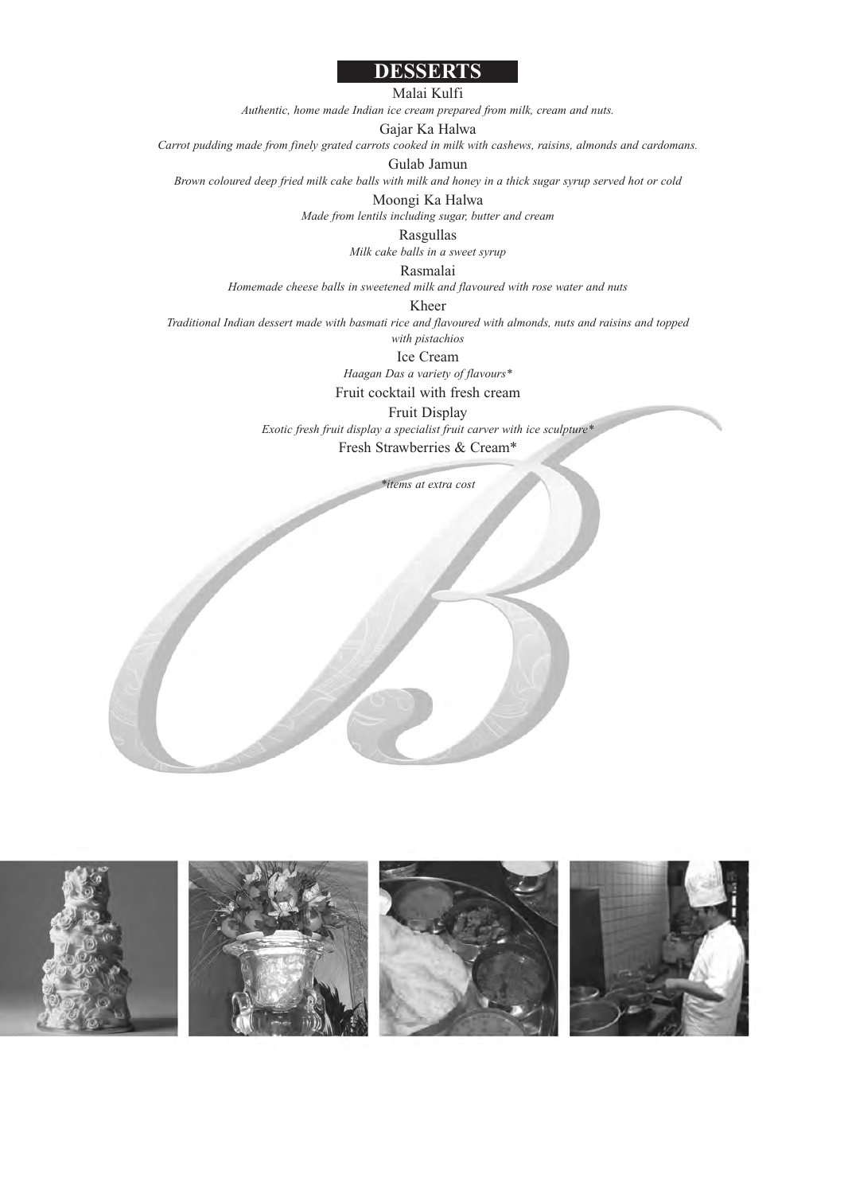# DESSERTS

Malai Kulfi

*Authentic, home made Indian ice cream prepared from milk, cream and nuts.*

Gajar Ka Halwa

*Carrot pudding made from finely grated carrots cooked in milk with cashews, raisins, almonds and cardomans.*

Gulab Jamun

*Brown coloured deep fried milk cake balls with milk and honey in a thick sugar syrup served hot or cold*

Moongi Ka Halwa

*Made from lentils including sugar, butter and cream*

Rasgullas

*Milk cake balls in a sweet syrup*

Rasmalai

*Homemade cheese balls in sweetened milk and flavoured with rose water and nuts*

Kheer

*Traditional Indian dessert made with basmati rice and flavoured with almonds, nuts and raisins and topped with pistachios*

Ice Cream

*Haagan Das a variety of flavours**

Fruit cocktail with fresh cream

Fruit Display

*Exotic fresh fruit display a specialist fruit carver with ice sculpture**

Fresh Strawberries & Cream*

**items at extra cost*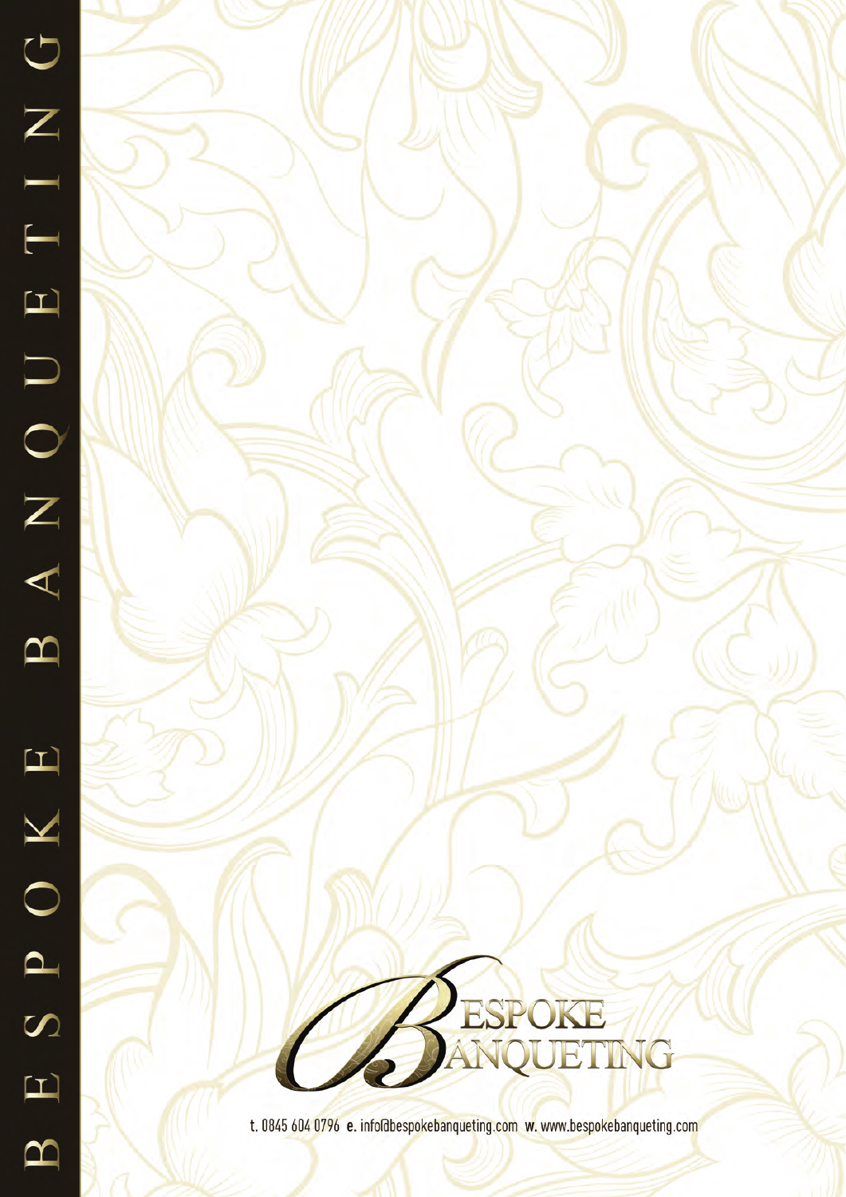BESPOKE BANQUETING

BESPOKE BANQUETING

t. 0845 604 0796 e. info@bespokebanqueting.com w. www.bespokebanqueting.com